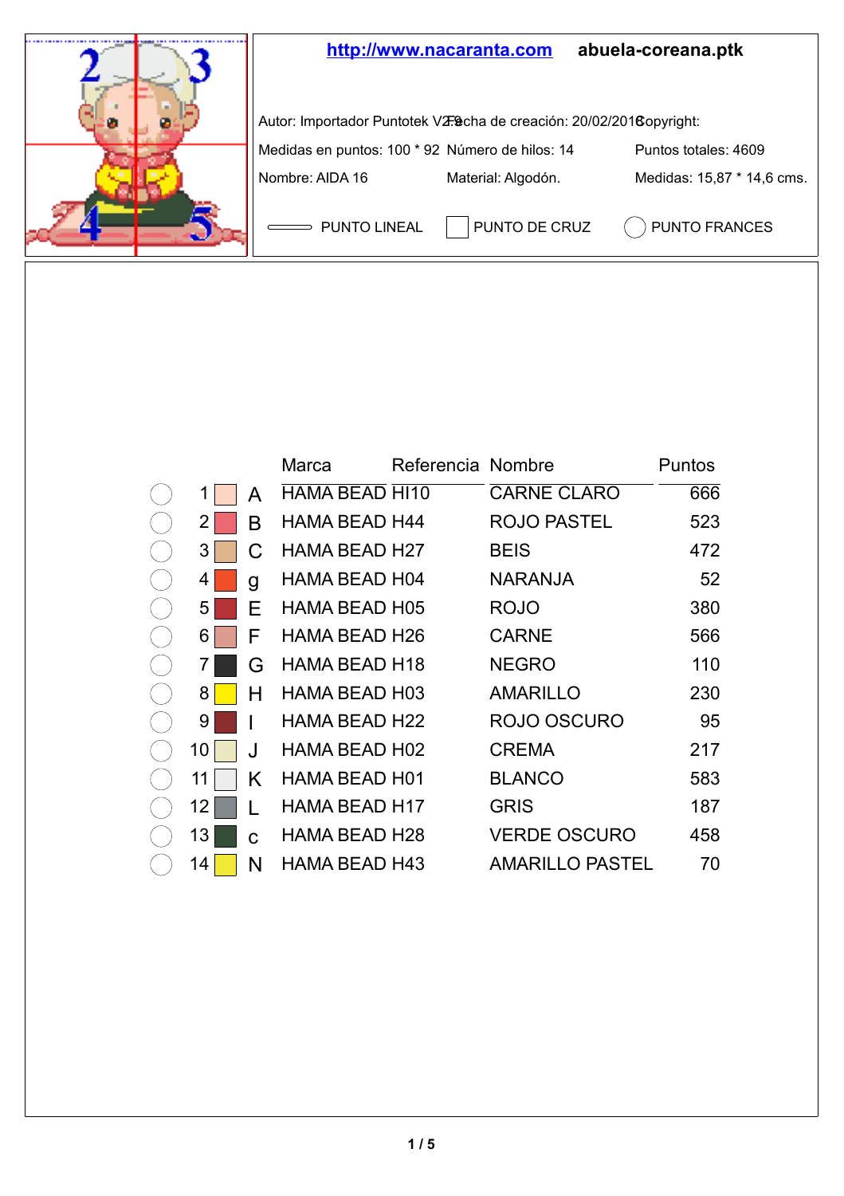**http://www.nacaranta.com** **abuela-coreana.ptk**

Autor: Importador Puntotek V2.9 Fecha de creación: 20/02/2018 Copyright:

Medidas en puntos: 100 * 92 Número de hilos: 14 Puntos totales: 4609

Nombre: AIDA 16 Material: Algodón. Medidas: 15,87 * 14,6 cms.

PUNTO LINEAL PUNTO DE CRUZ PUNTO FRANCES

| | | Marca | Referencia | Nombre | Puntos |
|---|---|---|---|---|---|
| 1 | A | HAMA BEAD | HI10 | CARNE CLARO | 666 |
| 2 | B | HAMA BEAD | H44 | ROJO PASTEL | 523 |
| 3 | C | HAMA BEAD | H27 | BEIS | 472 |
| 4 | g | HAMA BEAD | H04 | NARANJA | 52 |
| 5 | E | HAMA BEAD | H05 | ROJO | 380 |
| 6 | F | HAMA BEAD | H26 | CARNE | 566 |
| 7 | G | HAMA BEAD | H18 | NEGRO | 110 |
| 8 | H | HAMA BEAD | H03 | AMARILLO | 230 |
| 9 | I | HAMA BEAD | H22 | ROJO OSCURO | 95 |
| 10 | J | HAMA BEAD | H02 | CREMA | 217 |
| 11 | K | HAMA BEAD | H01 | BLANCO | 583 |
| 12 | L | HAMA BEAD | H17 | GRIS | 187 |
| 13 | c | HAMA BEAD | H28 | VERDE OSCURO | 458 |
| 14 | N | HAMA BEAD | H43 | AMARILLO PASTEL | 70 |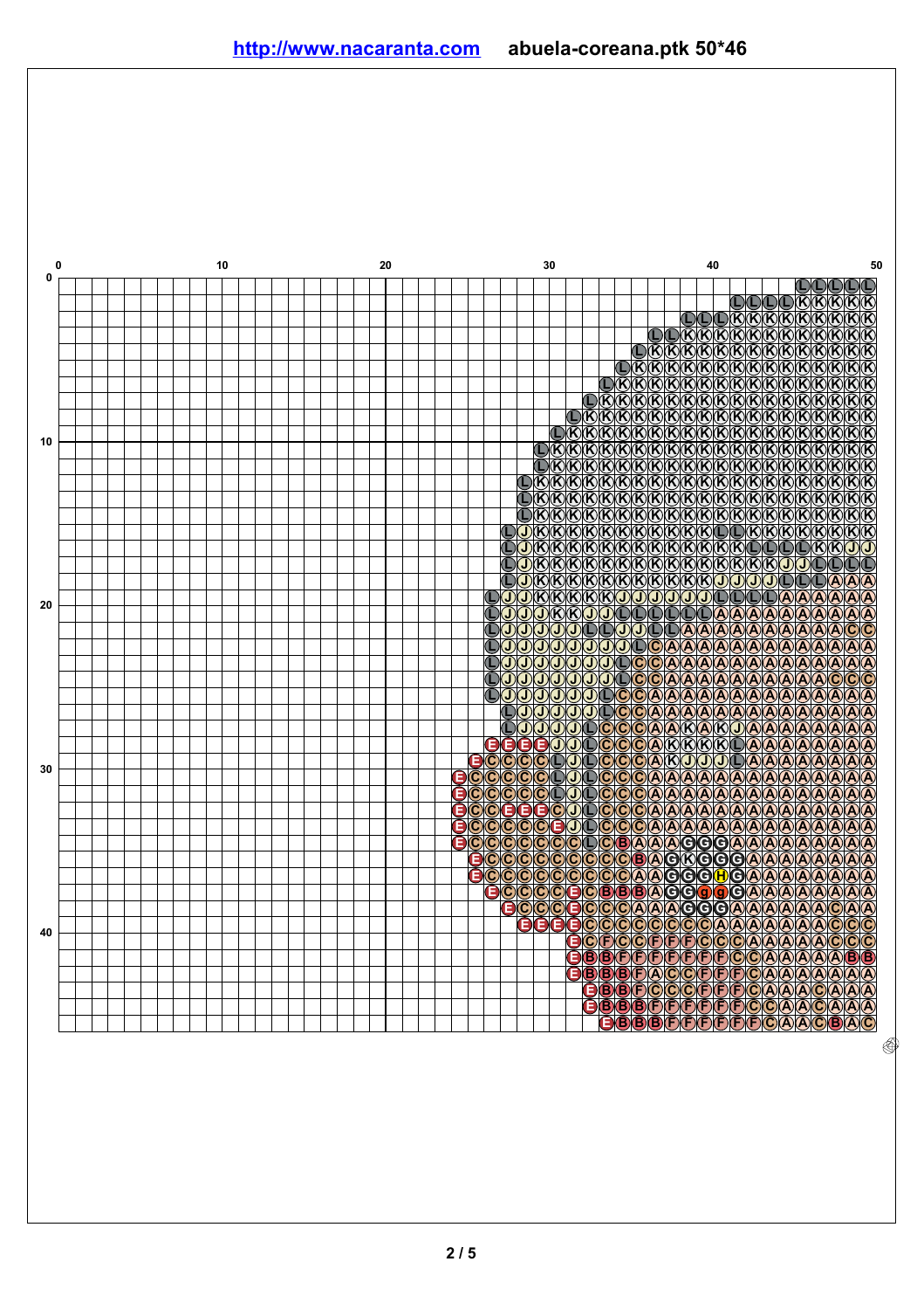**http://www.nacaranta.com** **abuela-coreana.ptk 50*46**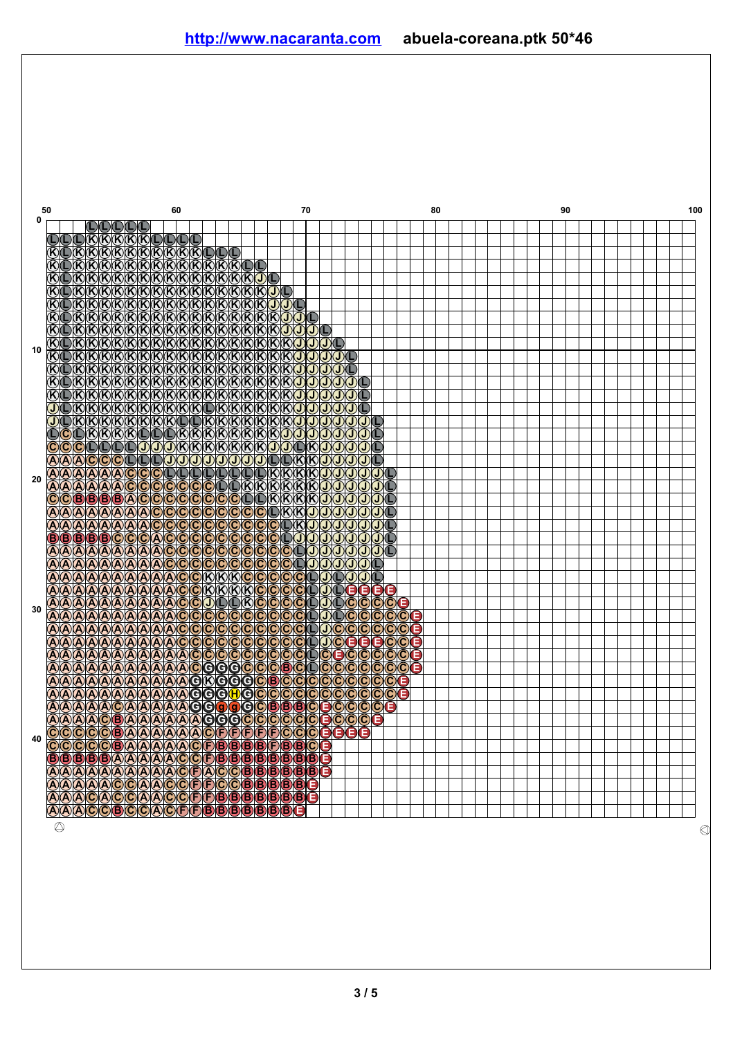**http://www.nacaranta.com** **abuela-coreana.ptk 50*46**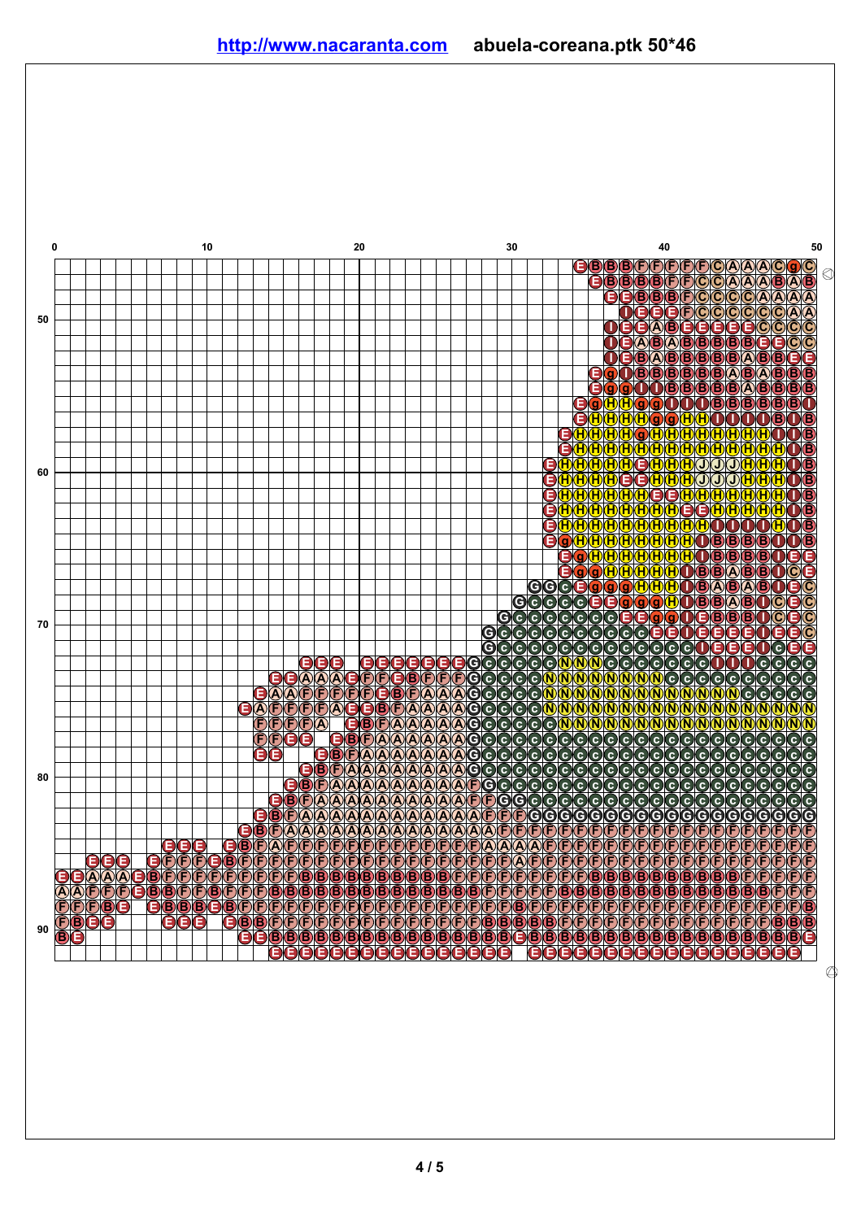**[http://www.nacaranta.com](http://www.nacaranta.com)** **abuela-coreana.ptk 50*46**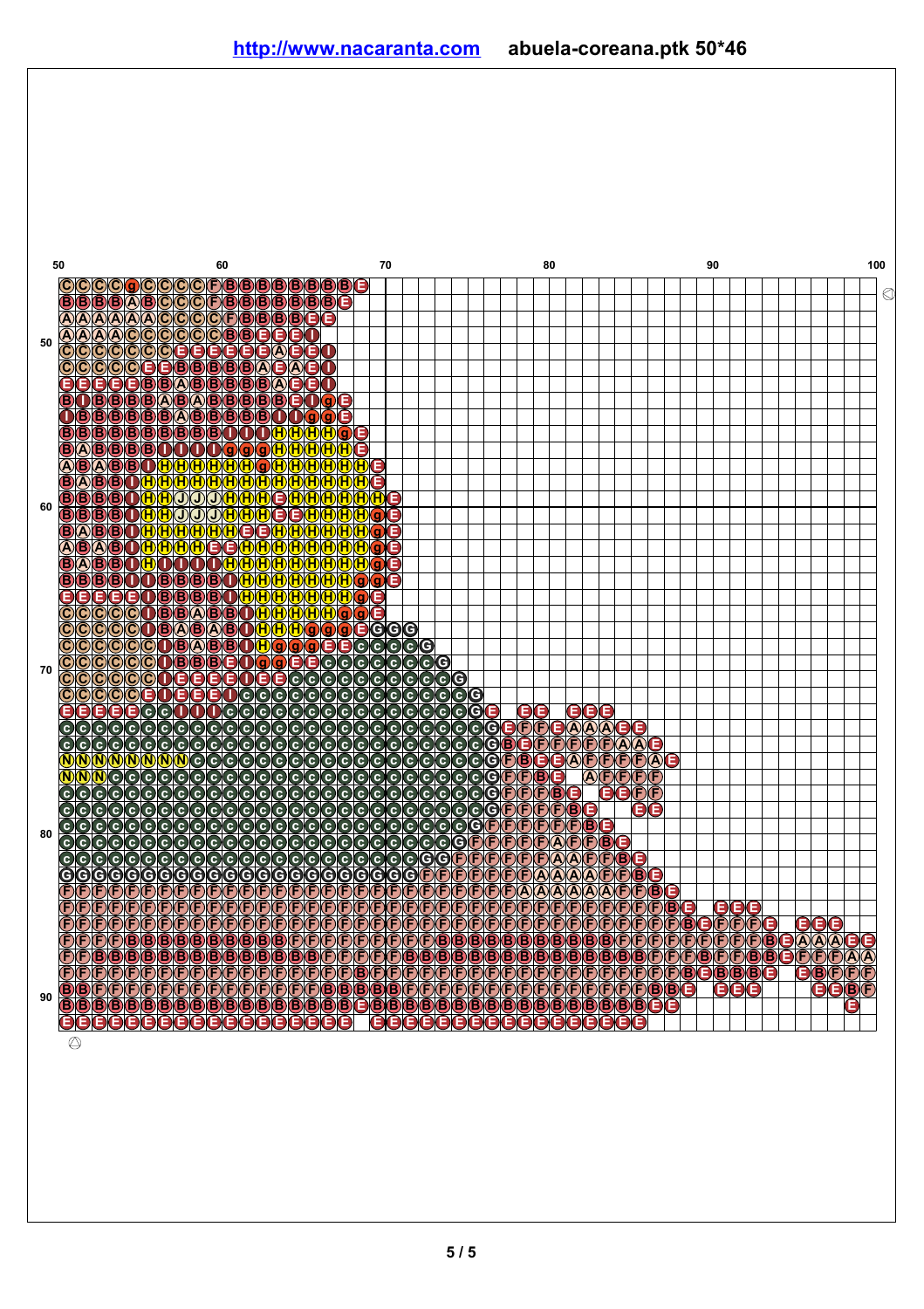http://www.nacaranta.com abuela-coreana.ptk 50*46

50 60 70 80 90 100

50

60

70

80

90